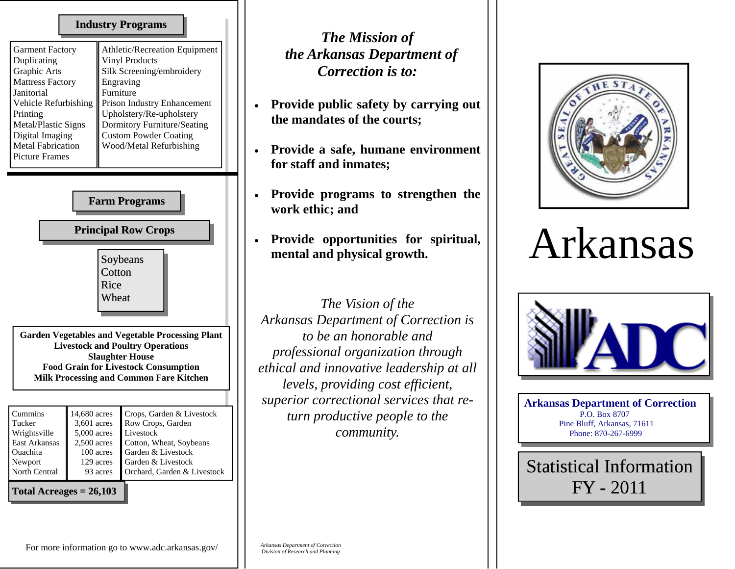## Industry Programs

| | |
|---|---|
| Garment Factory | Athletic/Recreation Equipment |
| Duplicating | Vinyl Products |
| Graphic Arts | Silk Screening/embroidery |
| Mattress Factory | Engraving |
| Janitorial | Furniture |
| Vehicle Refurbishing | Prison Industry Enhancement |
| Printing | Upholstery/Re-upholstery |
| Metal/Plastic Signs | Dormitory Furniture/Seating |
| Digital Imaging | Custom Powder Coating |
| Metal Fabrication | Wood/Metal Refurbishing |
| Picture Frames | |

## Farm Programs

### Principal Row Crops

Soybeans
Cotton
Rice
Wheat

**Garden Vegetables and Vegetable Processing Plant**
**Livestock and Poultry Operations**
**Slaughter House**
**Food Grain for Livestock Consumption**
**Milk Processing and Common Fare Kitchen**

| | | |
|---|---|---|
| Cummins | 14,680 acres | Crops, Garden & Livestock |
| Tucker | 3,601 acres | Row Crops, Garden |
| Wrightsville | 5,000 acres | Livestock |
| East Arkansas | 2,500 acres | Cotton, Wheat, Soybeans |
| Ouachita | 100 acres | Garden & Livestock |
| Newport | 129 acres | Garden & Livestock |
| North Central | 93 acres | Orchard, Garden & Livestock |

**Total Acreages = 26,103**

For more information go to www.adc.arkansas.gov/

## *The Mission of the Arkansas Department of Correction is to:*

- **Provide public safety by carrying out the mandates of the courts;**
- **Provide a safe, humane environment for staff and inmates;**
- **Provide programs to strengthen the work ethic; and**
- **Provide opportunities for spiritual, mental and physical growth.**

*The Vision of the Arkansas Department of Correction is to be an honorable and professional organization through ethical and innovative leadership at all levels, providing cost efficient, superior correctional services that return productive people to the community.*

*Arkansas Department of Correction*
*Division of Research and Planning*

# Arkansas

ADC

**Arkansas Department of Correction**
P.O. Box 8707
Pine Bluff, Arkansas, 71611
Phone: 870-267-6999

## Statistical Information FY - 2011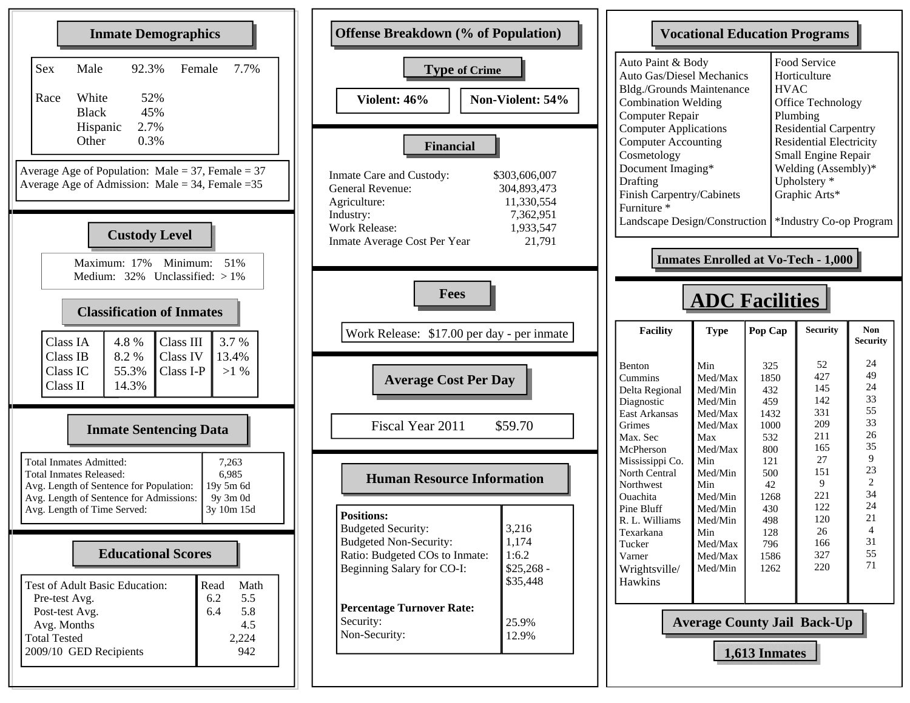## Inmate Demographics

| | | | | |
|---|---|---|---|---|
| Sex | Male | 92.3% | Female | 7.7% |
| Race | White | 52% | | |
| | Black | 45% | | |
| | Hispanic | 2.7% | | |
| | Other | 0.3% | | |

Average Age of Population: Male = 37, Female = 37
Average Age of Admission: Male = 34, Female =35

## Custody Level

Maximum: 17% Minimum: 51%
Medium: 32% Unclassified: > 1%

## Classification of Inmates

| | | | |
|---|---|---|---|
| Class IA | 4.8 % | Class III | 3.7 % |
| Class IB | 8.2 % | Class IV | 13.4% |
| Class IC | 55.3% | Class I-P | >1 % |
| Class II | 14.3% | | |

## Inmate Sentencing Data

| | |
|---|---|
| Total Inmates Admitted: | 7,263 |
| Total Inmates Released: | 6,985 |
| Avg. Length of Sentence for Population: | 19y 5m 6d |
| Avg. Length of Sentence for Admissions: | 9y 3m 0d |
| Avg. Length of Time Served: | 3y 10m 15d |

## Educational Scores

| Test of Adult Basic Education: | Read | Math |
|---|---|---|
| Pre-test Avg. | 6.2 | 5.5 |
| Post-test Avg. | 6.4 | 5.8 |
| Avg. Months | | 4.5 |
| Total Tested | | 2,224 |
| 2009/10 GED Recipients | | 942 |

## Offense Breakdown (% of Population)

### Type of Crime

**Violent: 46%** **Non-Violent: 54%**

## Financial

| | |
|---|---|
| Inmate Care and Custody: | $303,606,007 |
| General Revenue: | 304,893,473 |
| Agriculture: | 11,330,554 |
| Industry: | 7,362,951 |
| Work Release: | 1,933,547 |
| Inmate Average Cost Per Year | 21,791 |

## Fees

Work Release: $17.00 per day - per inmate

## Average Cost Per Day

Fiscal Year 2011 $59.70

## Human Resource Information

| | |
|---|---|
| **Positions:** | |
| Budgeted Security: | 3,216 |
| Budgeted Non-Security: | 1,174 |
| Ratio: Budgeted COs to Inmate: | 1:6.2 |
| Beginning Salary for CO-I: | $25,268 - $35,448 |
| **Percentage Turnover Rate:** | |
| Security: | 25.9% |
| Non-Security: | 12.9% |

## Vocational Education Programs

| | |
|---|---|
| Auto Paint & Body | Food Service |
| Auto Gas/Diesel Mechanics | Horticulture |
| Bldg./Grounds Maintenance | HVAC |
| Combination Welding | Office Technology |
| Computer Repair | Plumbing |
| Computer Applications | Residential Carpentry |
| Computer Accounting | Residential Electricity |
| Cosmetology | Small Engine Repair |
| Document Imaging* | Welding (Assembly)* |
| Drafting | Upholstery * |
| Finish Carpentry/Cabinets | Graphic Arts* |
| Furniture * | |
| Landscape Design/Construction | *Industry Co-op Program |

**Inmates Enrolled at Vo-Tech - 1,000**

# ADC Facilities

| Facility | Type | Pop Cap | Security | Non Security |
|---|---|---|---|---|
| Benton | Min | 325 | 52 | 24 |
| Cummins | Med/Max | 1850 | 427 | 49 |
| Delta Regional | Med/Min | 432 | 145 | 24 |
| Diagnostic | Med/Min | 459 | 142 | 33 |
| East Arkansas | Med/Max | 1432 | 331 | 55 |
| Grimes | Med/Max | 1000 | 209 | 33 |
| Max. Sec | Max | 532 | 211 | 26 |
| McPherson | Med/Max | 800 | 165 | 35 |
| Mississippi Co. | Min | 121 | 27 | 9 |
| North Central | Med/Min | 500 | 151 | 23 |
| Northwest | Min | 42 | 9 | 2 |
| Ouachita | Med/Min | 1268 | 221 | 34 |
| Pine Bluff | Med/Min | 430 | 122 | 24 |
| R. L. Williams | Med/Min | 498 | 120 | 21 |
| Texarkana | Min | 128 | 26 | 4 |
| Tucker | Med/Max | 796 | 166 | 31 |
| Varner | Med/Max | 1586 | 327 | 55 |
| Wrightsville/ Hawkins | Med/Min | 1262 | 220 | 71 |

## Average County Jail Back-Up

**1,613 Inmates**